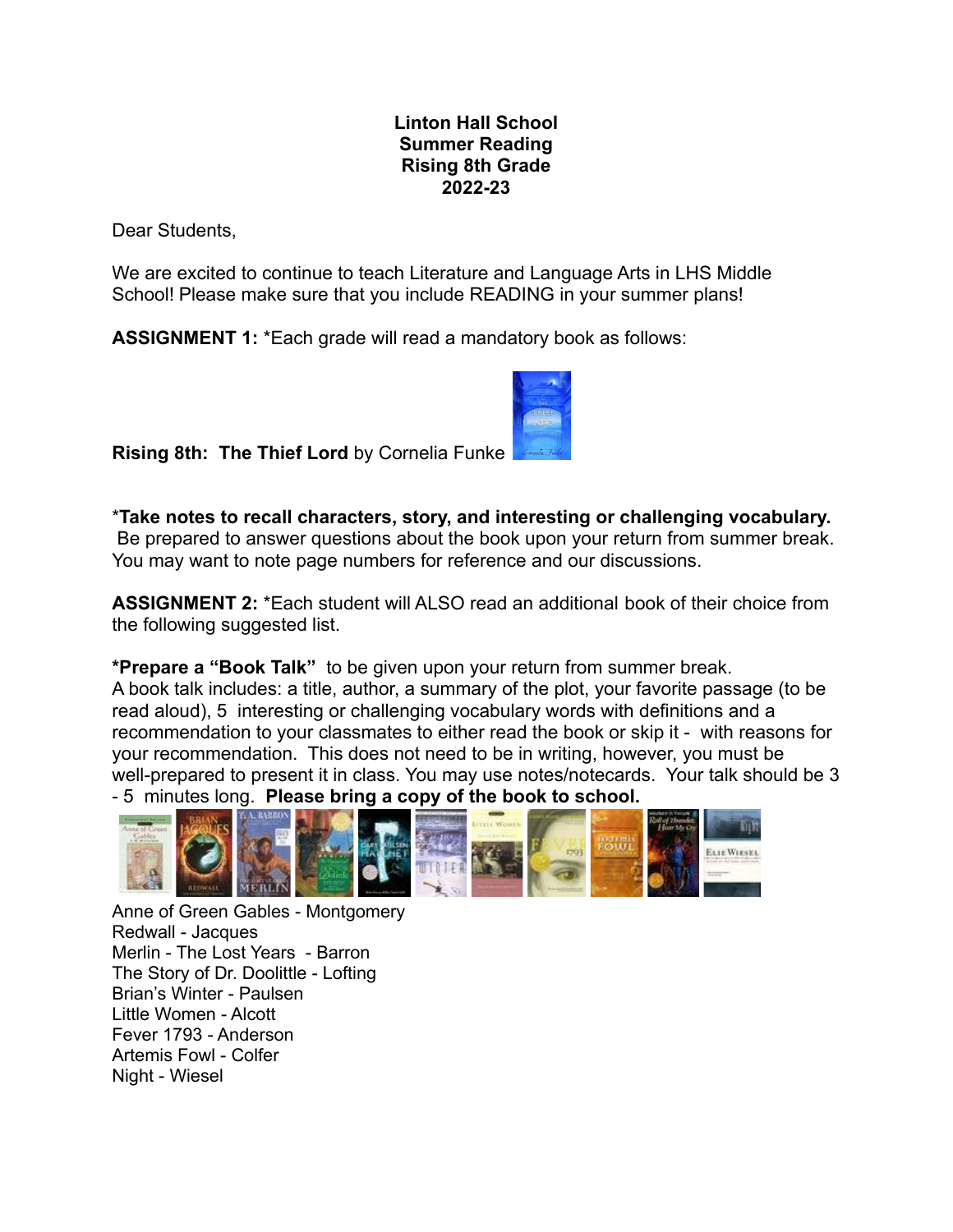**Linton Hall School**
**Summer Reading**
**Rising 8th Grade**
**2022-23**

Dear Students,

We are excited to continue to teach Literature and Language Arts in LHS Middle School! Please make sure that you include READING in your summer plans!

**ASSIGNMENT 1:** *Each grade will read a mandatory book as follows:

**Rising 8th: The Thief Lord** by Cornelia Funke

***Take notes to recall characters, story, and interesting or challenging vocabulary.** Be prepared to answer questions about the book upon your return from summer break. You may want to note page numbers for reference and our discussions.

**ASSIGNMENT 2:** *Each student will ALSO read an additional book of their choice from the following suggested list.

***Prepare a "Book Talk"** to be given upon your return from summer break. A book talk includes: a title, author, a summary of the plot, your favorite passage (to be read aloud), 5 interesting or challenging vocabulary words with definitions and a recommendation to your classmates to either read the book or skip it - with reasons for your recommendation. This does not need to be in writing, however, you must be well-prepared to present it in class. You may use notes/notecards. Your talk should be 3 - 5 minutes long. **Please bring a copy of the book to school.**

Anne of Green Gables - Montgomery
Redwall - Jacques
Merlin - The Lost Years - Barron
The Story of Dr. Doolittle - Lofting
Brian's Winter - Paulsen
Little Women - Alcott
Fever 1793 - Anderson
Artemis Fowl - Colfer
Night - Wiesel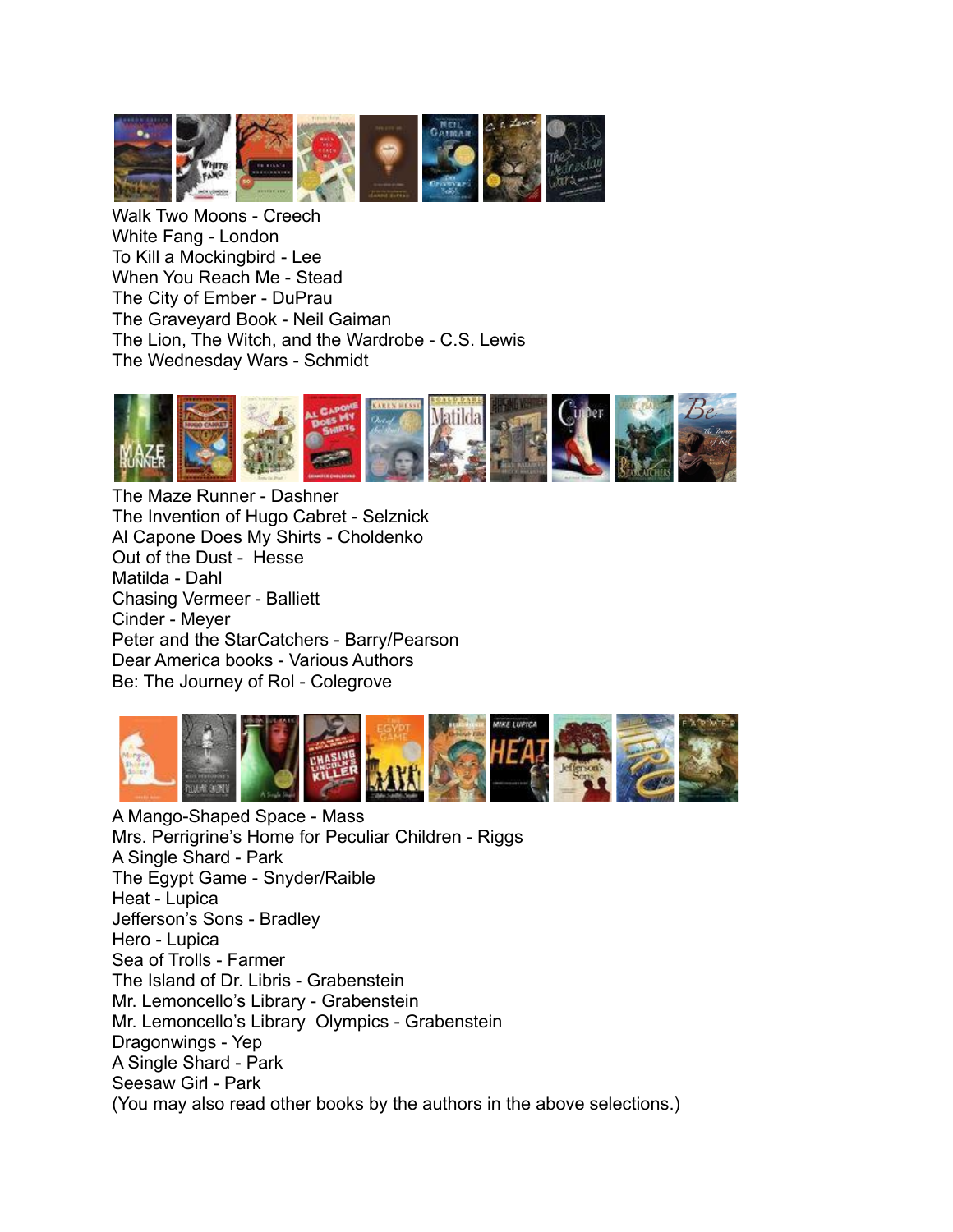Walk Two Moons - Creech
White Fang - London
To Kill a Mockingbird - Lee
When You Reach Me - Stead
The City of Ember - DuPrau
The Graveyard Book - Neil Gaiman
The Lion, The Witch, and the Wardrobe - C.S. Lewis
The Wednesday Wars - Schmidt

The Maze Runner - Dashner
The Invention of Hugo Cabret - Selznick
Al Capone Does My Shirts - Choldenko
Out of the Dust -  Hesse
Matilda - Dahl
Chasing Vermeer - Balliett
Cinder - Meyer
Peter and the StarCatchers - Barry/Pearson
Dear America books - Various Authors
Be: The Journey of Rol - Colegrove

A Mango-Shaped Space - Mass
Mrs. Perrigrine's Home for Peculiar Children - Riggs
A Single Shard - Park
The Egypt Game - Snyder/Raible
Heat - Lupica
Jefferson's Sons - Bradley
Hero - Lupica
Sea of Trolls - Farmer
The Island of Dr. Libris - Grabenstein
Mr. Lemoncello's Library - Grabenstein
Mr. Lemoncello's Library  Olympics - Grabenstein
Dragonwings - Yep
A Single Shard - Park
Seesaw Girl - Park
(You may also read other books by the authors in the above selections.)